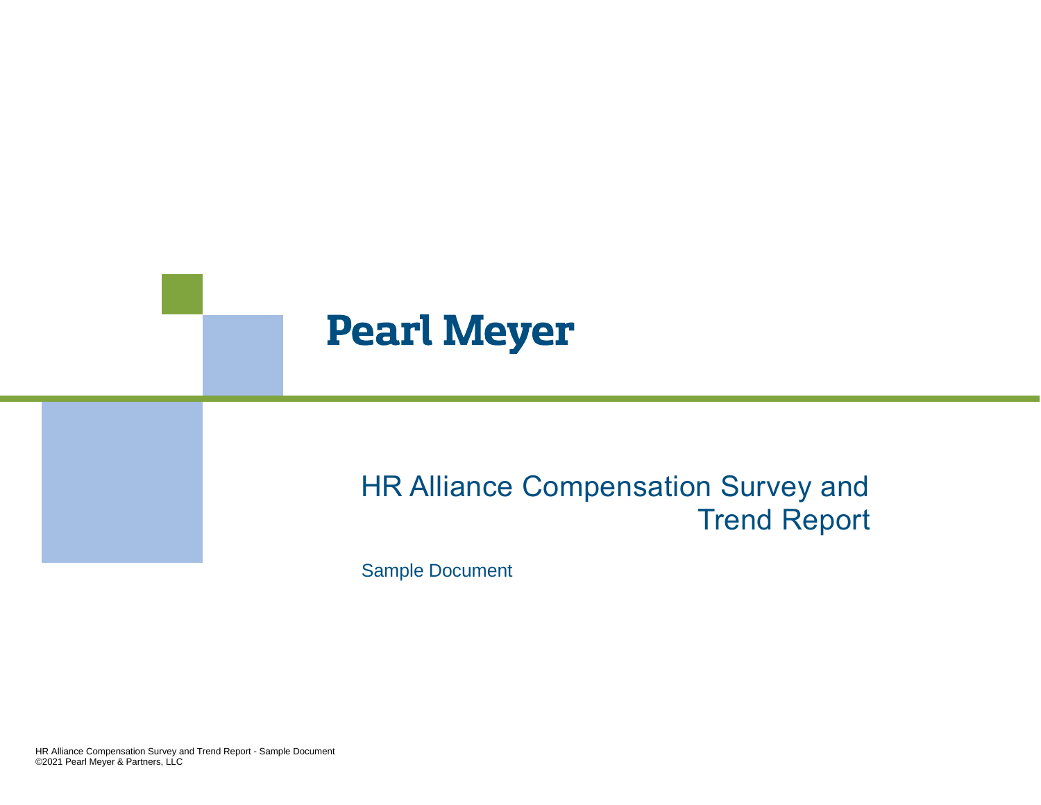# Pearl Meyer

## HR Alliance Compensation Survey and Trend Report

Sample Document

HR Alliance Compensation Survey and Trend Report - Sample Document
©2021 Pearl Meyer & Partners, LLC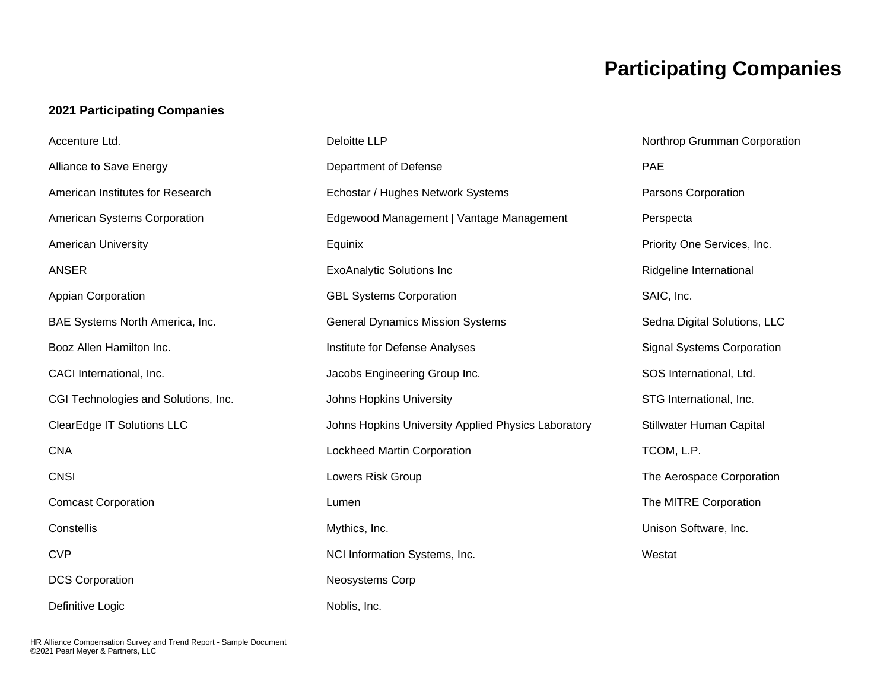# Participating Companies

## 2021 Participating Companies

- Accenture Ltd.
- Alliance to Save Energy
- American Institutes for Research
- American Systems Corporation
- American University
- ANSER
- Appian Corporation
- BAE Systems North America, Inc.
- Booz Allen Hamilton Inc.
- CACI International, Inc.
- CGI Technologies and Solutions, Inc.
- ClearEdge IT Solutions LLC
- CNA
- CNSI
- Comcast Corporation
- Constellis
- CVP
- DCS Corporation
- Definitive Logic
- Deloitte LLP
- Department of Defense
- Echostar / Hughes Network Systems
- Edgewood Management | Vantage Management
- Equinix
- ExoAnalytic Solutions Inc
- GBL Systems Corporation
- General Dynamics Mission Systems
- Institute for Defense Analyses
- Jacobs Engineering Group Inc.
- Johns Hopkins University
- Johns Hopkins University Applied Physics Laboratory
- Lockheed Martin Corporation
- Lowers Risk Group
- Lumen
- Mythics, Inc.
- NCI Information Systems, Inc.
- Neosystems Corp
- Noblis, Inc.
- Northrop Grumman Corporation
- PAE
- Parsons Corporation
- Perspecta
- Priority One Services, Inc.
- Ridgeline International
- SAIC, Inc.
- Sedna Digital Solutions, LLC
- Signal Systems Corporation
- SOS International, Ltd.
- STG International, Inc.
- Stillwater Human Capital
- TCOM, L.P.
- The Aerospace Corporation
- The MITRE Corporation
- Unison Software, Inc.
- Westat

HR Alliance Compensation Survey and Trend Report - Sample Document
©2021 Pearl Meyer & Partners, LLC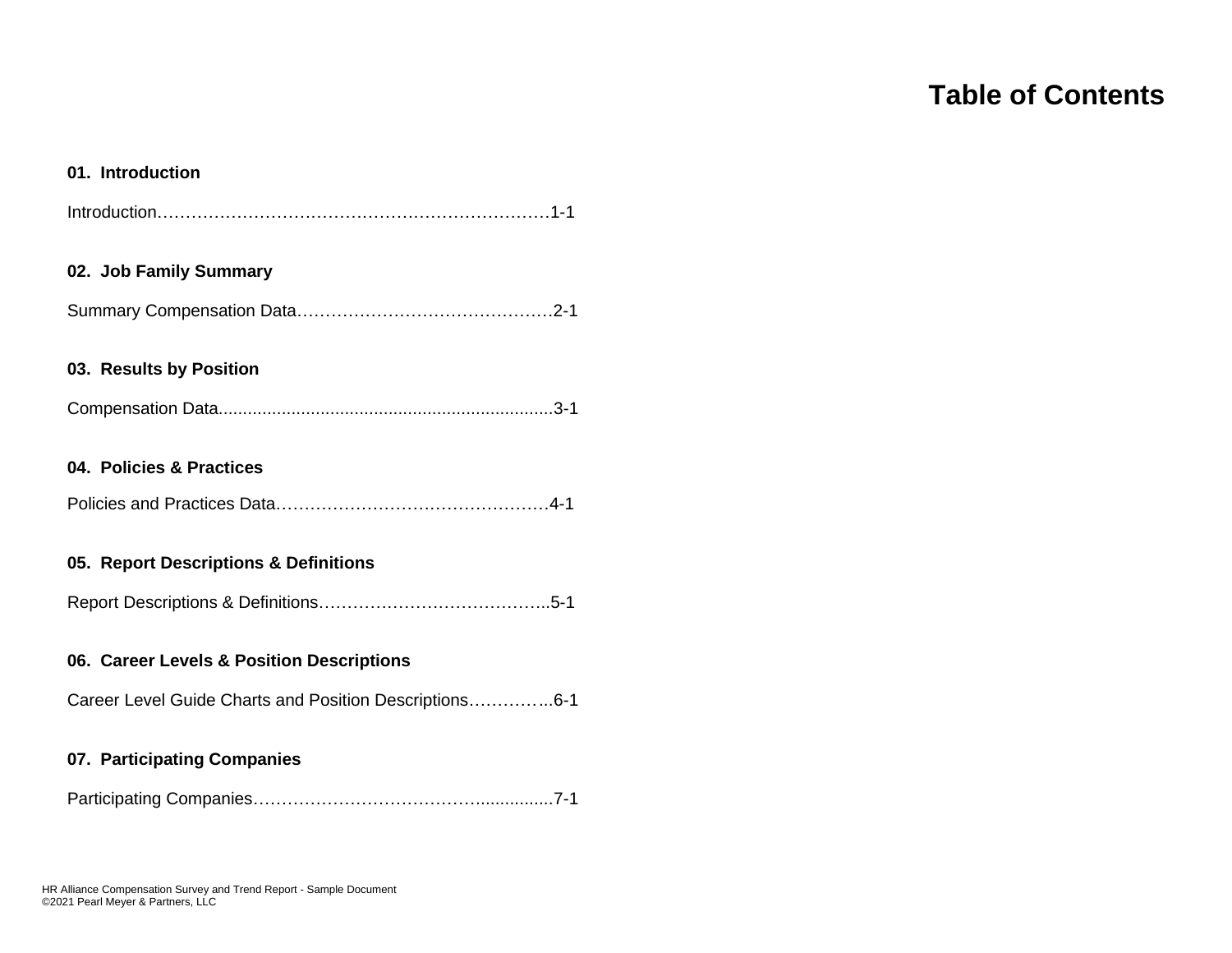# Table of Contents

**01. Introduction**

Introduction……………………………………………………………1-1

**02. Job Family Summary**

Summary Compensation Data………………………………………2-1

**03. Results by Position**

Compensation Data....................................................................3-1

**04. Policies & Practices**

Policies and Practices Data…………………………………………4-1

**05. Report Descriptions & Definitions**

Report Descriptions & Definitions…………………………………..5-1

**06. Career Levels & Position Descriptions**

Career Level Guide Charts and Position Descriptions…………...6-1

**07. Participating Companies**

Participating Companies……………………………….................7-1

HR Alliance Compensation Survey and Trend Report - Sample Document
©2021 Pearl Meyer & Partners, LLC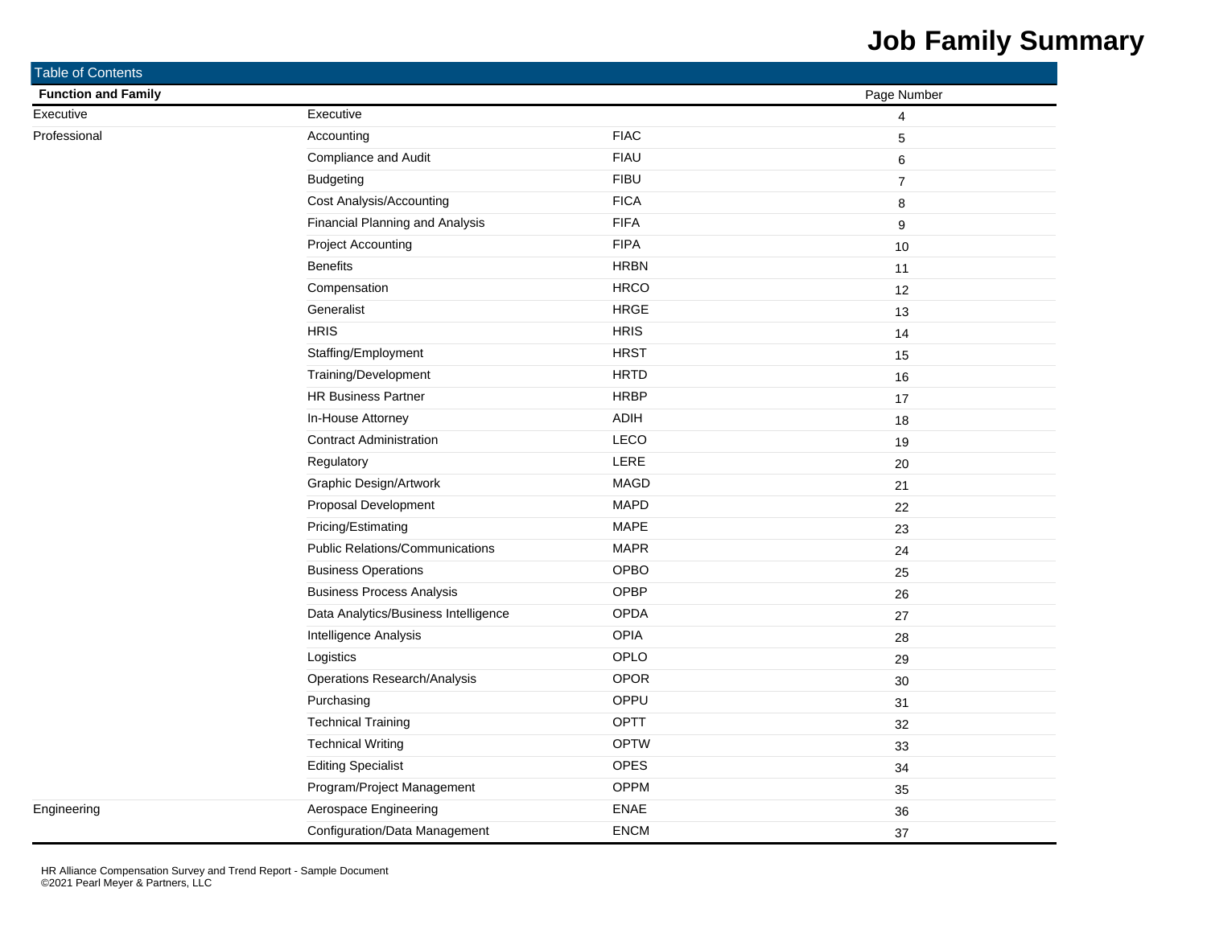# Job Family Summary

| Table of Contents | | | |
|---|---|---|---|
| **Function and Family** | | | Page Number |
| Executive | Executive | | 4 |
| Professional | Accounting | FIAC | 5 |
| | Compliance and Audit | FIAU | 6 |
| | Budgeting | FIBU | 7 |
| | Cost Analysis/Accounting | FICA | 8 |
| | Financial Planning and Analysis | FIFA | 9 |
| | Project Accounting | FIPA | 10 |
| | Benefits | HRBN | 11 |
| | Compensation | HRCO | 12 |
| | Generalist | HRGE | 13 |
| | HRIS | HRIS | 14 |
| | Staffing/Employment | HRST | 15 |
| | Training/Development | HRTD | 16 |
| | HR Business Partner | HRBP | 17 |
| | In-House Attorney | ADIH | 18 |
| | Contract Administration | LECO | 19 |
| | Regulatory | LERE | 20 |
| | Graphic Design/Artwork | MAGD | 21 |
| | Proposal Development | MAPD | 22 |
| | Pricing/Estimating | MAPE | 23 |
| | Public Relations/Communications | MAPR | 24 |
| | Business Operations | OPBO | 25 |
| | Business Process Analysis | OPBP | 26 |
| | Data Analytics/Business Intelligence | OPDA | 27 |
| | Intelligence Analysis | OPIA | 28 |
| | Logistics | OPLO | 29 |
| | Operations Research/Analysis | OPOR | 30 |
| | Purchasing | OPPU | 31 |
| | Technical Training | OPTT | 32 |
| | Technical Writing | OPTW | 33 |
| | Editing Specialist | OPES | 34 |
| | Program/Project Management | OPPM | 35 |
| Engineering | Aerospace Engineering | ENAE | 36 |
| | Configuration/Data Management | ENCM | 37 |

HR Alliance Compensation Survey and Trend Report - Sample Document
©2021 Pearl Meyer & Partners, LLC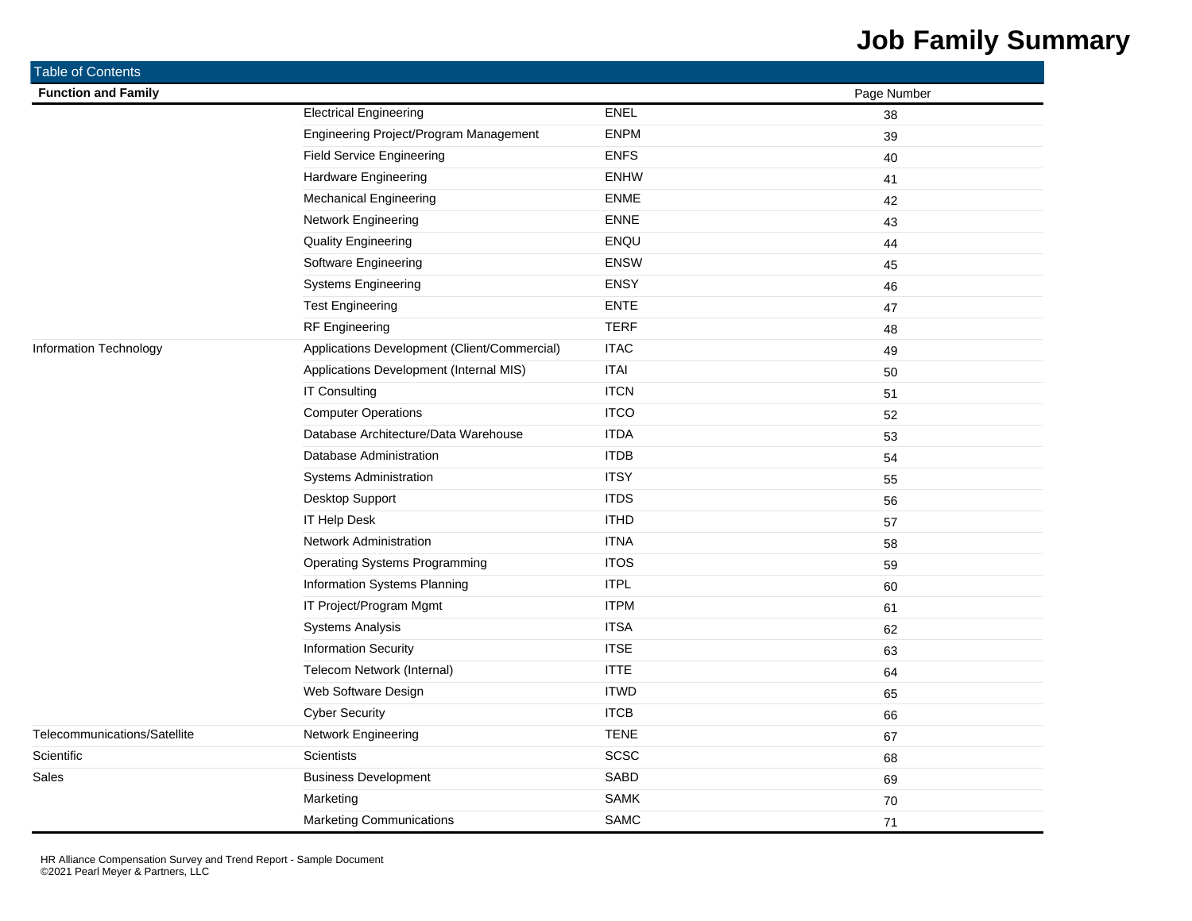# Job Family Summary

| Table of Contents | | | |
|---|---|---|---|
| **Function and Family** | | | Page Number |
| | Electrical Engineering | ENEL | 38 |
| | Engineering Project/Program Management | ENPM | 39 |
| | Field Service Engineering | ENFS | 40 |
| | Hardware Engineering | ENHW | 41 |
| | Mechanical Engineering | ENME | 42 |
| | Network Engineering | ENNE | 43 |
| | Quality Engineering | ENQU | 44 |
| | Software Engineering | ENSW | 45 |
| | Systems Engineering | ENSY | 46 |
| | Test Engineering | ENTE | 47 |
| | RF Engineering | TERF | 48 |
| Information Technology | Applications Development (Client/Commercial) | ITAC | 49 |
| | Applications Development (Internal MIS) | ITAI | 50 |
| | IT Consulting | ITCN | 51 |
| | Computer Operations | ITCO | 52 |
| | Database Architecture/Data Warehouse | ITDA | 53 |
| | Database Administration | ITDB | 54 |
| | Systems Administration | ITSY | 55 |
| | Desktop Support | ITDS | 56 |
| | IT Help Desk | ITHD | 57 |
| | Network Administration | ITNA | 58 |
| | Operating Systems Programming | ITOS | 59 |
| | Information Systems Planning | ITPL | 60 |
| | IT Project/Program Mgmt | ITPM | 61 |
| | Systems Analysis | ITSA | 62 |
| | Information Security | ITSE | 63 |
| | Telecom Network (Internal) | ITTE | 64 |
| | Web Software Design | ITWD | 65 |
| | Cyber Security | ITCB | 66 |
| Telecommunications/Satellite | Network Engineering | TENE | 67 |
| Scientific | Scientists | SCSC | 68 |
| Sales | Business Development | SABD | 69 |
| | Marketing | SAMK | 70 |
| | Marketing Communications | SAMC | 71 |

HR Alliance Compensation Survey and Trend Report - Sample Document
©2021 Pearl Meyer & Partners, LLC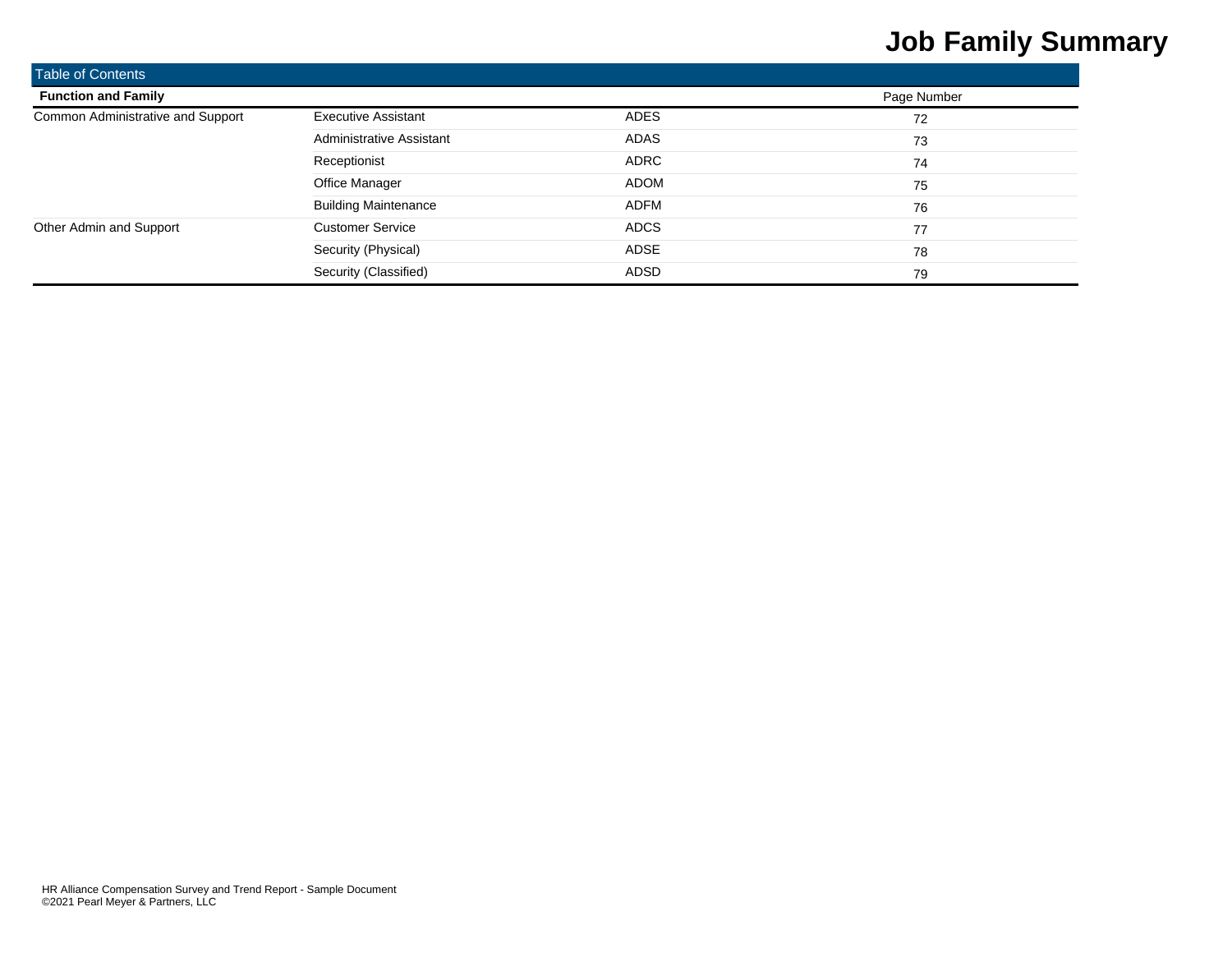# Job Family Summary

| Table of Contents | | | |
|---|---|---|---|
| **Function and Family** | | | Page Number |
| Common Administrative and Support | Executive Assistant | ADES | 72 |
| | Administrative Assistant | ADAS | 73 |
| | Receptionist | ADRC | 74 |
| | Office Manager | ADOM | 75 |
| | Building Maintenance | ADFM | 76 |
| Other Admin and Support | Customer Service | ADCS | 77 |
| | Security (Physical) | ADSE | 78 |
| | Security (Classified) | ADSD | 79 |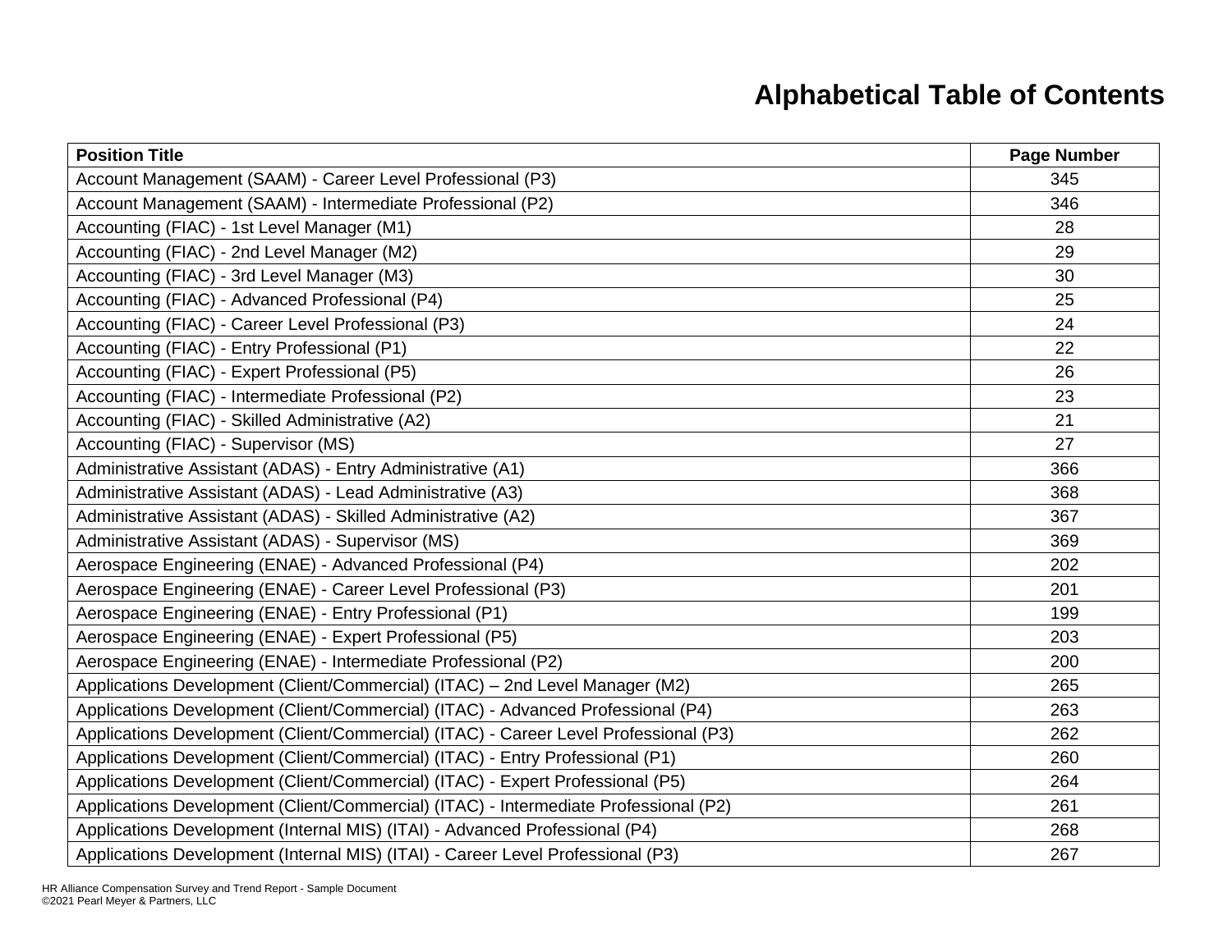# Alphabetical Table of Contents

| Position Title | Page Number |
| --- | --- |
| Account Management (SAAM) - Career Level Professional (P3) | 345 |
| Account Management (SAAM) - Intermediate Professional (P2) | 346 |
| Accounting (FIAC) - 1st Level Manager (M1) | 28 |
| Accounting (FIAC) - 2nd Level Manager (M2) | 29 |
| Accounting (FIAC) - 3rd Level Manager (M3) | 30 |
| Accounting (FIAC) - Advanced Professional (P4) | 25 |
| Accounting (FIAC) - Career Level Professional (P3) | 24 |
| Accounting (FIAC) - Entry Professional (P1) | 22 |
| Accounting (FIAC) - Expert Professional (P5) | 26 |
| Accounting (FIAC) - Intermediate Professional (P2) | 23 |
| Accounting (FIAC) - Skilled Administrative (A2) | 21 |
| Accounting (FIAC) - Supervisor (MS) | 27 |
| Administrative Assistant (ADAS) - Entry Administrative (A1) | 366 |
| Administrative Assistant (ADAS) - Lead Administrative (A3) | 368 |
| Administrative Assistant (ADAS) - Skilled Administrative (A2) | 367 |
| Administrative Assistant (ADAS) - Supervisor (MS) | 369 |
| Aerospace Engineering (ENAE) - Advanced Professional (P4) | 202 |
| Aerospace Engineering (ENAE) - Career Level Professional (P3) | 201 |
| Aerospace Engineering (ENAE) - Entry Professional (P1) | 199 |
| Aerospace Engineering (ENAE) - Expert Professional (P5) | 203 |
| Aerospace Engineering (ENAE) - Intermediate Professional (P2) | 200 |
| Applications Development (Client/Commercial) (ITAC) – 2nd Level Manager (M2) | 265 |
| Applications Development (Client/Commercial) (ITAC) - Advanced Professional (P4) | 263 |
| Applications Development (Client/Commercial) (ITAC) - Career Level Professional (P3) | 262 |
| Applications Development (Client/Commercial) (ITAC) - Entry Professional (P1) | 260 |
| Applications Development (Client/Commercial) (ITAC) - Expert Professional (P5) | 264 |
| Applications Development (Client/Commercial) (ITAC) - Intermediate Professional (P2) | 261 |
| Applications Development (Internal MIS) (ITAI) - Advanced Professional (P4) | 268 |
| Applications Development (Internal MIS) (ITAI) - Career Level Professional (P3) | 267 |

HR Alliance Compensation Survey and Trend Report - Sample Document
©2021 Pearl Meyer & Partners, LLC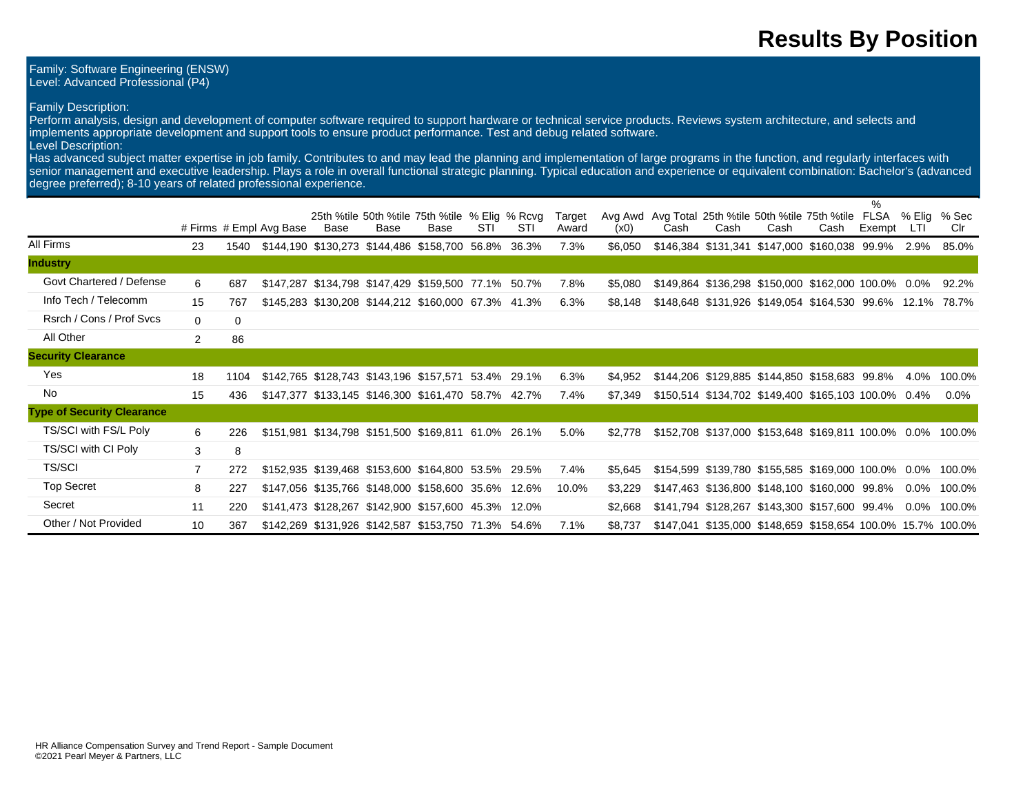# Results By Position

Family: Software Engineering (ENSW)
Level: Advanced Professional (P4)

Family Description:
Perform analysis, design and development of computer software required to support hardware or technical service products. Reviews system architecture, and selects and implements appropriate development and support tools to ensure product performance. Test and debug related software.
Level Description:
Has advanced subject matter expertise in job family. Contributes to and may lead the planning and implementation of large programs in the function, and regularly interfaces with senior management and executive leadership. Plays a role in overall functional strategic planning. Typical education and experience or equivalent combination: Bachelor's (advanced degree preferred); 8-10 years of related professional experience.

| | # Firms | # Empl | Avg Base | 25th %tile Base | 50th %tile Base | 75th %tile Base | % Elig STI | % Rcvg STI | Target Award | Avg Awd (x0) | Avg Total Cash | 25th %tile Cash | 50th %tile Cash | 75th %tile Cash | % FLSA Exempt | % Elig LTI | % Sec Clr |
|---|---|---|---|---|---|---|---|---|---|---|---|---|---|---|---|---|---|
| All Firms | 23 | 1540 | $144,190 | $130,273 | $144,486 | $158,700 | 56.8% | 36.3% | 7.3% | $6,050 | $146,384 | $131,341 | $147,000 | $160,038 | 99.9% | 2.9% | 85.0% |
| **Industry** | | | | | | | | | | | | | | | | | |
| Govt Chartered / Defense | 6 | 687 | $147,287 | $134,798 | $147,429 | $159,500 | 77.1% | 50.7% | 7.8% | $5,080 | $149,864 | $136,298 | $150,000 | $162,000 | 100.0% | 0.0% | 92.2% |
| Info Tech / Telecomm | 15 | 767 | $145,283 | $130,208 | $144,212 | $160,000 | 67.3% | 41.3% | 6.3% | $8,148 | $148,648 | $131,926 | $149,054 | $164,530 | 99.6% | 12.1% | 78.7% |
| Rsrch / Cons / Prof Svcs | 0 | 0 | | | | | | | | | | | | | | | |
| All Other | 2 | 86 | | | | | | | | | | | | | | | |
| **Security Clearance** | | | | | | | | | | | | | | | | | |
| Yes | 18 | 1104 | $142,765 | $128,743 | $143,196 | $157,571 | 53.4% | 29.1% | 6.3% | $4,952 | $144,206 | $129,885 | $144,850 | $158,683 | 99.8% | 4.0% | 100.0% |
| No | 15 | 436 | $147,377 | $133,145 | $146,300 | $161,470 | 58.7% | 42.7% | 7.4% | $7,349 | $150,514 | $134,702 | $149,400 | $165,103 | 100.0% | 0.4% | 0.0% |
| **Type of Security Clearance** | | | | | | | | | | | | | | | | | |
| TS/SCI with FS/L Poly | 6 | 226 | $151,981 | $134,798 | $151,500 | $169,811 | 61.0% | 26.1% | 5.0% | $2,778 | $152,708 | $137,000 | $153,648 | $169,811 | 100.0% | 0.0% | 100.0% |
| TS/SCI with CI Poly | 3 | 8 | | | | | | | | | | | | | | | |
| TS/SCI | 7 | 272 | $152,935 | $139,468 | $153,600 | $164,800 | 53.5% | 29.5% | 7.4% | $5,645 | $154,599 | $139,780 | $155,585 | $169,000 | 100.0% | 0.0% | 100.0% |
| Top Secret | 8 | 227 | $147,056 | $135,766 | $148,000 | $158,600 | 35.6% | 12.6% | 10.0% | $3,229 | $147,463 | $136,800 | $148,100 | $160,000 | 99.8% | 0.0% | 100.0% |
| Secret | 11 | 220 | $141,473 | $128,267 | $142,900 | $157,600 | 45.3% | 12.0% | | $2,668 | $141,794 | $128,267 | $143,300 | $157,600 | 99.4% | 0.0% | 100.0% |
| Other / Not Provided | 10 | 367 | $142,269 | $131,926 | $142,587 | $153,750 | 71.3% | 54.6% | 7.1% | $8,737 | $147,041 | $135,000 | $148,659 | $158,654 | 100.0% | 15.7% | 100.0% |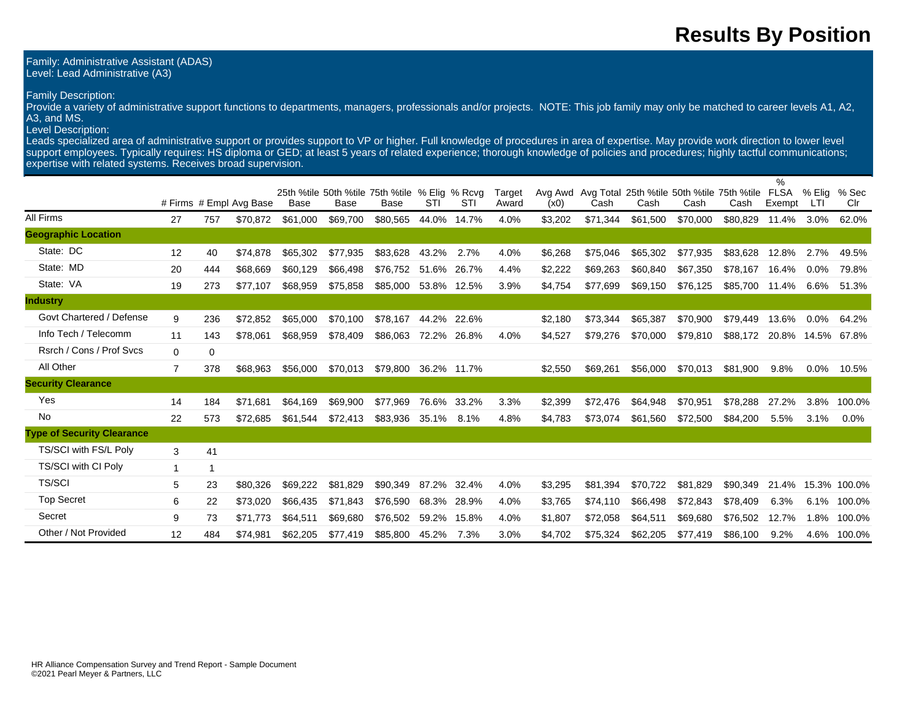# Results By Position

Family: Administrative Assistant (ADAS)
Level: Lead Administrative (A3)

Family Description:
Provide a variety of administrative support functions to departments, managers, professionals and/or projects. NOTE: This job family may only be matched to career levels A1, A2, A3, and MS.
Level Description:
Leads specialized area of administrative support or provides support to VP or higher. Full knowledge of procedures in area of expertise. May provide work direction to lower level support employees. Typically requires: HS diploma or GED; at least 5 years of related experience; thorough knowledge of policies and procedures; highly tactful communications; expertise with related systems. Receives broad supervision.

| | # Firms | # Empl | Avg Base | 25th %tile Base | 50th %tile Base | 75th %tile Base | % Elig STI | % Rcvg STI | Target Award | Avg Awd (x0) | Avg Total Cash | 25th %tile Cash | 50th %tile Cash | 75th %tile Cash | % FLSA Exempt | % Elig LTI | % Sec Clr |
|---|---|---|---|---|---|---|---|---|---|---|---|---|---|---|---|---|---|
| All Firms | 27 | 757 | $70,872 | $61,000 | $69,700 | $80,565 | 44.0% | 14.7% | 4.0% | $3,202 | $71,344 | $61,500 | $70,000 | $80,829 | 11.4% | 3.0% | 62.0% |
| **Geographic Location** | | | | | | | | | | | | | | | | | |
| State: DC | 12 | 40 | $74,878 | $65,302 | $77,935 | $83,628 | 43.2% | 2.7% | 4.0% | $6,268 | $75,046 | $65,302 | $77,935 | $83,628 | 12.8% | 2.7% | 49.5% |
| State: MD | 20 | 444 | $68,669 | $60,129 | $66,498 | $76,752 | 51.6% | 26.7% | 4.4% | $2,222 | $69,263 | $60,840 | $67,350 | $78,167 | 16.4% | 0.0% | 79.8% |
| State: VA | 19 | 273 | $77,107 | $68,959 | $75,858 | $85,000 | 53.8% | 12.5% | 3.9% | $4,754 | $77,699 | $69,150 | $76,125 | $85,700 | 11.4% | 6.6% | 51.3% |
| **Industry** | | | | | | | | | | | | | | | | | |
| Govt Chartered / Defense | 9 | 236 | $72,852 | $65,000 | $70,100 | $78,167 | 44.2% | 22.6% | | $2,180 | $73,344 | $65,387 | $70,900 | $79,449 | 13.6% | 0.0% | 64.2% |
| Info Tech / Telecomm | 11 | 143 | $78,061 | $68,959 | $78,409 | $86,063 | 72.2% | 26.8% | 4.0% | $4,527 | $79,276 | $70,000 | $79,810 | $88,172 | 20.8% | 14.5% | 67.8% |
| Rsrch / Cons / Prof Svcs | 0 | 0 | | | | | | | | | | | | | | | |
| All Other | 7 | 378 | $68,963 | $56,000 | $70,013 | $79,800 | 36.2% | 11.7% | | $2,550 | $69,261 | $56,000 | $70,013 | $81,900 | 9.8% | 0.0% | 10.5% |
| **Security Clearance** | | | | | | | | | | | | | | | | | |
| Yes | 14 | 184 | $71,681 | $64,169 | $69,900 | $77,969 | 76.6% | 33.2% | 3.3% | $2,399 | $72,476 | $64,948 | $70,951 | $78,288 | 27.2% | 3.8% | 100.0% |
| No | 22 | 573 | $72,685 | $61,544 | $72,413 | $83,936 | 35.1% | 8.1% | 4.8% | $4,783 | $73,074 | $61,560 | $72,500 | $84,200 | 5.5% | 3.1% | 0.0% |
| **Type of Security Clearance** | | | | | | | | | | | | | | | | | |
| TS/SCI with FS/L Poly | 3 | 41 | | | | | | | | | | | | | | | |
| TS/SCI with CI Poly | 1 | 1 | | | | | | | | | | | | | | | |
| TS/SCI | 5 | 23 | $80,326 | $69,222 | $81,829 | $90,349 | 87.2% | 32.4% | 4.0% | $3,295 | $81,394 | $70,722 | $81,829 | $90,349 | 21.4% | 15.3% | 100.0% |
| Top Secret | 6 | 22 | $73,020 | $66,435 | $71,843 | $76,590 | 68.3% | 28.9% | 4.0% | $3,765 | $74,110 | $66,498 | $72,843 | $78,409 | 6.3% | 6.1% | 100.0% |
| Secret | 9 | 73 | $71,773 | $64,511 | $69,680 | $76,502 | 59.2% | 15.8% | 4.0% | $1,807 | $72,058 | $64,511 | $69,680 | $76,502 | 12.7% | 1.8% | 100.0% |
| Other / Not Provided | 12 | 484 | $74,981 | $62,205 | $77,419 | $85,800 | 45.2% | 7.3% | 3.0% | $4,702 | $75,324 | $62,205 | $77,419 | $86,100 | 9.2% | 4.6% | 100.0% |

HR Alliance Compensation Survey and Trend Report - Sample Document
©2021 Pearl Meyer & Partners, LLC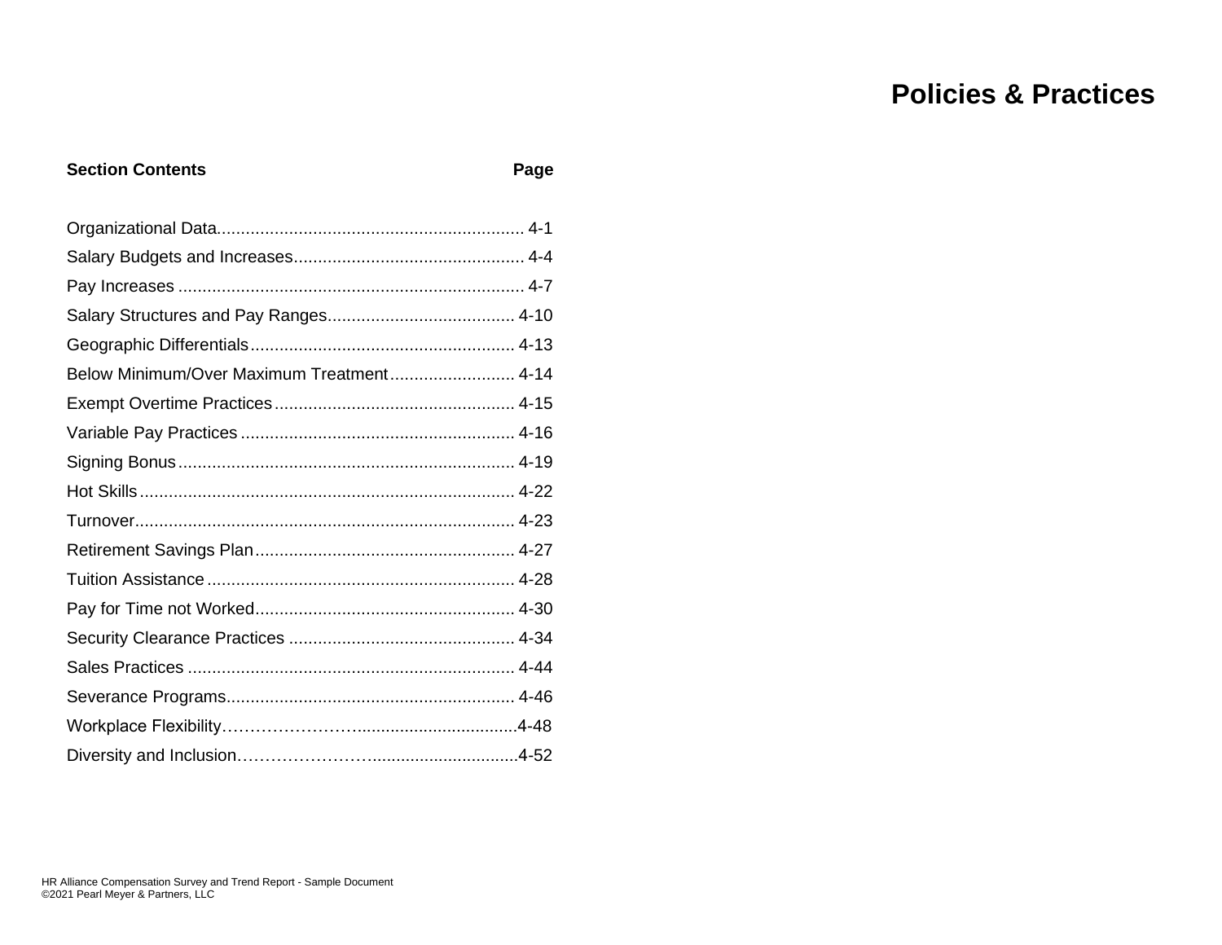# Policies & Practices

| Section Contents | Page |
|---|---|
| Organizational Data | 4-1 |
| Salary Budgets and Increases | 4-4 |
| Pay Increases | 4-7 |
| Salary Structures and Pay Ranges | 4-10 |
| Geographic Differentials | 4-13 |
| Below Minimum/Over Maximum Treatment | 4-14 |
| Exempt Overtime Practices | 4-15 |
| Variable Pay Practices | 4-16 |
| Signing Bonus | 4-19 |
| Hot Skills | 4-22 |
| Turnover | 4-23 |
| Retirement Savings Plan | 4-27 |
| Tuition Assistance | 4-28 |
| Pay for Time not Worked | 4-30 |
| Security Clearance Practices | 4-34 |
| Sales Practices | 4-44 |
| Severance Programs | 4-46 |
| Workplace Flexibility | 4-48 |
| Diversity and Inclusion | 4-52 |

HR Alliance Compensation Survey and Trend Report - Sample Document
©2021 Pearl Meyer & Partners, LLC